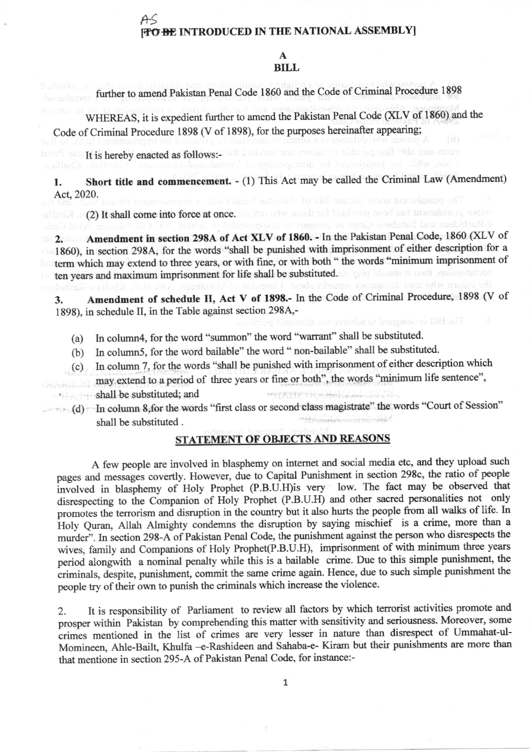AS

[~~TO BE~~ INTRODUCED IN THE NATIONAL ASSEMBLY]

# A
# BILL

further to amend Pakistan Penal Code 1860 and the Code of Criminal Procedure 1898

WHEREAS, it is expedient further to amend the Pakistan Penal Code (XLV of 1860) and the Code of Criminal Procedure 1898 (V of 1898), for the purposes hereinafter appearing;

It is hereby enacted as follows:-

**1. Short title and commencement.** - (1) This Act may be called the Criminal Law (Amendment) Act, 2020.

(2) It shall come into force at once.

**2. Amendment in section 298A of Act XLV of 1860.** - In the Pakistan Penal Code, 1860 (XLV of 1860), in section 298A, for the words "shall be punished with imprisonment of either description for a term which may extend to three years, or with fine, or with both " the words "minimum imprisonment of ten years and maximum imprisonment for life shall be substituted.

**3. Amendment of schedule II, Act V of 1898.**- In the Code of Criminal Procedure, 1898 (V of 1898), in schedule II, in the Table against section 298A,-

(a) In column4, for the word "summon" the word "warrant" shall be substituted.

(b) In column5, for the word bailable" the word " non-bailable" shall be substituted.

(c) In column 7, for the words "shall be punished with imprisonment of either description which may extend to a period of three years or fine or both", the words "minimum life sentence", shall be substituted; and

(d) In column 8,for the words "first class or second class magistrate" the words "Court of Session" shall be substituted .

## STATEMENT OF OBJECTS AND REASONS

A few people are involved in blasphemy on internet and social media etc, and they upload such pages and messages covertly. However, due to Capital Punishment in section 298c, the ratio of people involved in blasphemy of Holy Prophet (P.B.U.H)is very low. The fact may be observed that disrespecting to the Companion of Holy Prophet (P.B.U.H) and other sacred personalities not only promotes the terrorism and disruption in the country but it also hurts the people from all walks of life. In Holy Quran, Allah Almighty condemns the disruption by saying mischief is a crime, more than a murder". In section 298-A of Pakistan Penal Code, the punishment against the person who disrespects the wives, family and Companions of Holy Prophet(P.B.U.H), imprisonment of with minimum three years period alongwith a nominal penalty while this is a bailable crime. Due to this simple punishment, the criminals, despite, punishment, commit the same crime again. Hence, due to such simple punishment the people try of their own to punish the criminals which increase the violence.

2. It is responsibility of Parliament to review all factors by which terrorist activities promote and prosper within Pakistan by comprehending this matter with sensitivity and seriousness. Moreover, some crimes mentioned in the list of crimes are very lesser in nature than disrespect of Ummahat-ul-Momineen, Ahle-Bailt, Khulfa –e-Rashideen and Sahaba-e- Kiram but their punishments are more than that mentione in section 295-A of Pakistan Penal Code, for instance:-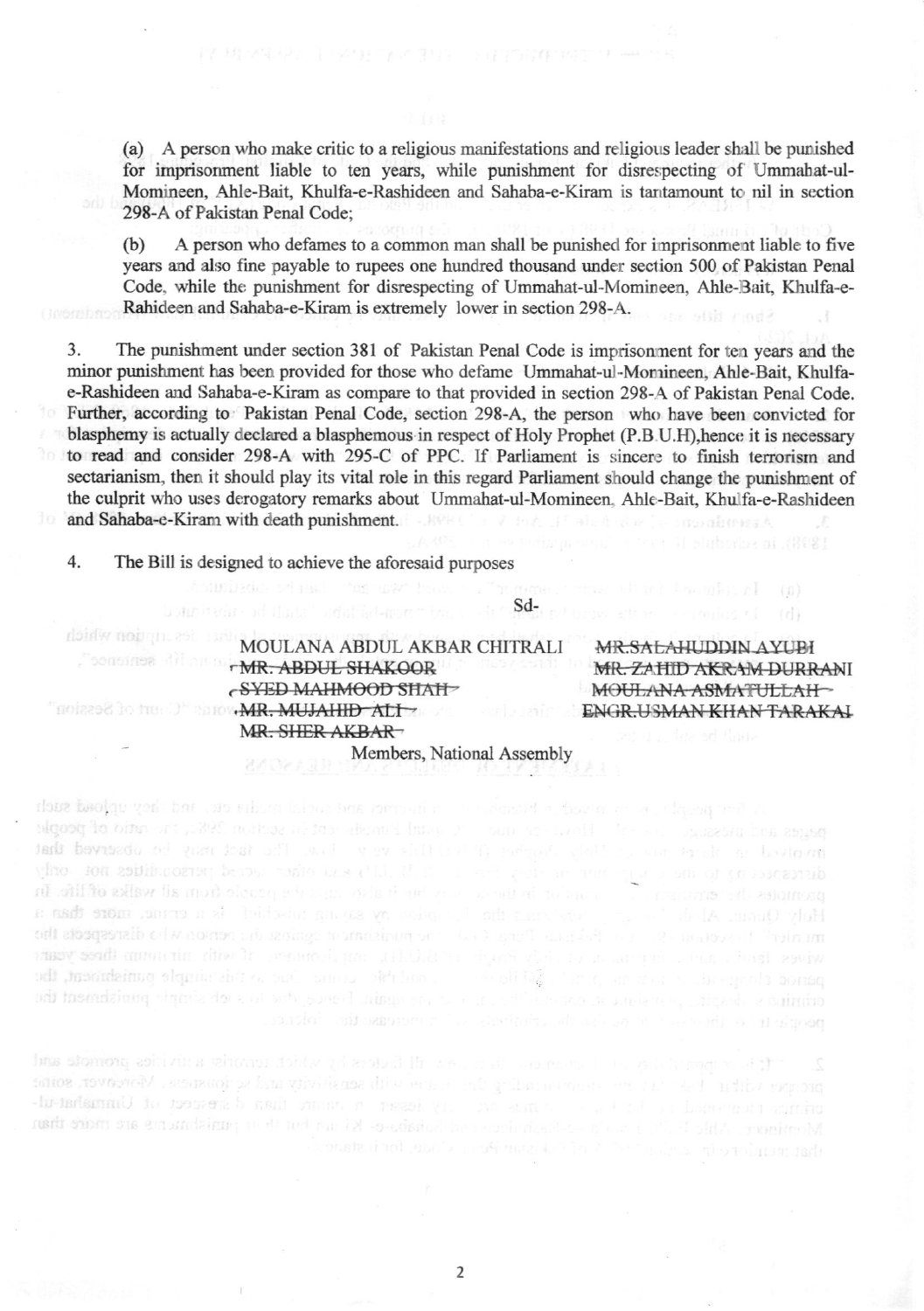(a) A person who make critic to a religious manifestations and religious leader shall be punished for imprisonment liable to ten years, while punishment for disrespecting of Ummahat-ul-Momineen, Ahle-Bait, Khulfa-e-Rashideen and Sahaba-e-Kiram is tantamount to nil in section 298-A of Pakistan Penal Code;

(b) A person who defames to a common man shall be punished for imprisonment liable to five years and also fine payable to rupees one hundred thousand under section 500 of Pakistan Penal Code, while the punishment for disrespecting of Ummahat-ul-Mominee, Ahle-Bait, Khulfa-e-Rahideen and Sahaba-e-Kiram is extremely lower in section 298-A.

3. The punishment under section 381 of Pakistan Penal Code is imprisonment for ten years and the minor punishment has been provided for those who defame Ummahat-ul-Mominee, Ahle-Bait, Khulfa-e-Rashideen and Sahaba-e-Kiram as compare to that provided in section 298-A of Pakistan Penal Code. Further, according to Pakistan Penal Code, section 298-A, the person who have been convicted for blasphemy is actually declared a blasphemous in respect of Holy Prophet (P.B.U.H),hence it is necessary to read and consider 298-A with 295-C of PPC. If Parliament is sincere to finish terrorism and sectarianism, then it should play its vital role in this regard Parliament should change the punishment of the culprit who uses derogatory remarks about Ummahat-ul-Mominee, Ahle-Bait, Khulfa-e-Rashideen and Sahaba-e-Kiram with death punishment.

4. The Bill is designed to achieve the aforesaid purposes

Sd-

MOULANA ABDUL AKBAR CHITRALI
~~MR. ABDUL SHAKOOR~~
~~SYED MAHMOOD SHAH~~
~~MR. MUJAHID ALI~~
~~MR. SHER AKBAR~~
~~MR. SALAHUDDIN AYUBI~~
~~MR. ZAHID AKRAM DURRANI~~
~~MOULANA ASMATULLAH~~
~~ENGR. USMAN KHAN TARAKAI~~

Members, National Assembly